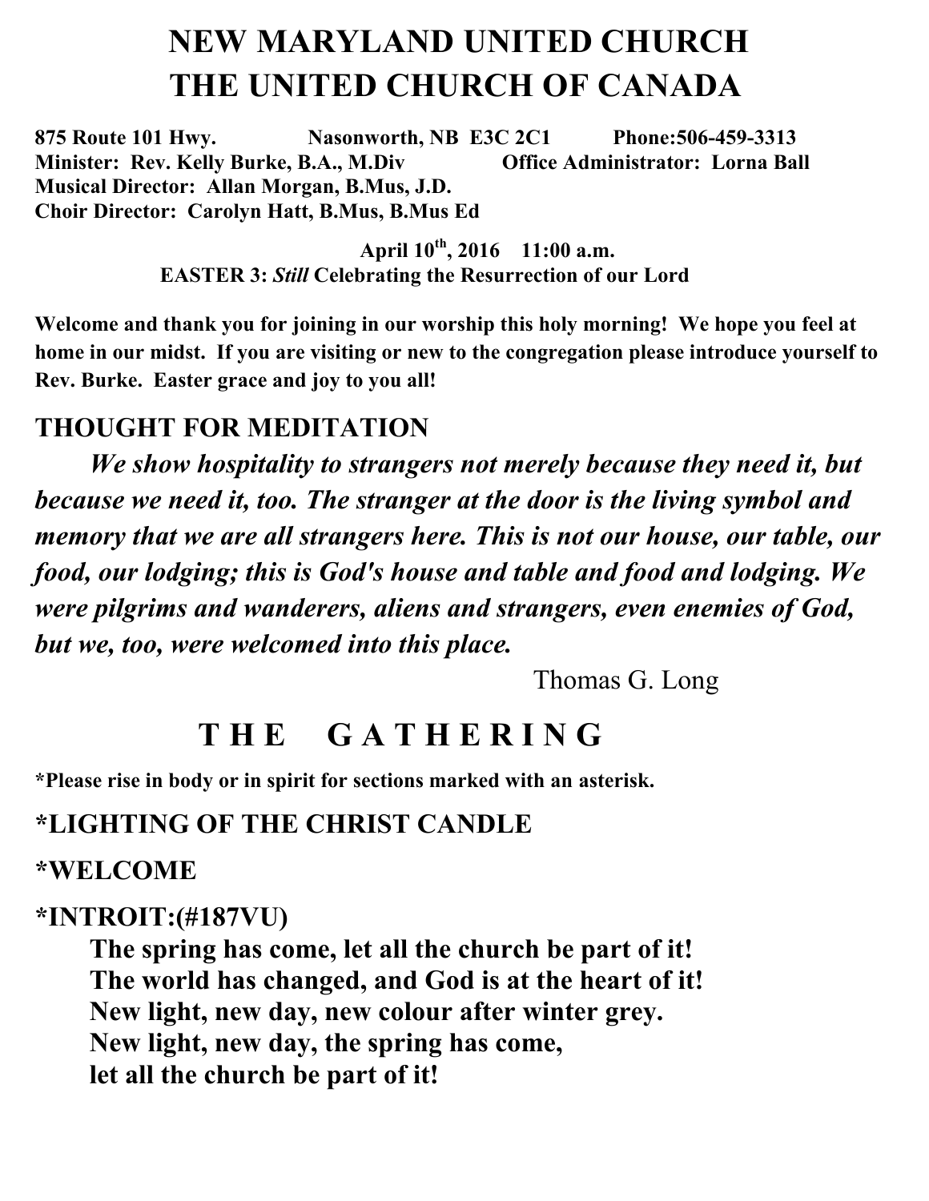# NEW MARYLAND UNITED CHURCH
# THE UNITED CHURCH OF CANADA

**875 Route 101 Hwy. Nasonworth, NB E3C 2C1 Phone:506-459-3313**
**Minister: Rev. Kelly Burke, B.A., M.Div Office Administrator: Lorna Ball**
**Musical Director: Allan Morgan, B.Mus, J.D.**
**Choir Director: Carolyn Hatt, B.Mus, B.Mus Ed**

**April 10th, 2016 11:00 a.m.**
**EASTER 3: *Still* Celebrating the Resurrection of our Lord**

**Welcome and thank you for joining in our worship this holy morning! We hope you feel at home in our midst. If you are visiting or new to the congregation please introduce yourself to Rev. Burke. Easter grace and joy to you all!**

## THOUGHT FOR MEDITATION

***We show hospitality to strangers not merely because they need it, but because we need it, too. The stranger at the door is the living symbol and memory that we are all strangers here. This is not our house, our table, our food, our lodging; this is God's house and table and food and lodging. We were pilgrims and wanderers, aliens and strangers, even enemies of God, but we, too, were welcomed into this place.***

Thomas G. Long

# T H E G A T H E R I N G

***Please rise in body or in spirit for sections marked with an asterisk.**

## *LIGHTING OF THE CHRIST CANDLE

## *WELCOME

## *INTROIT:(#187VU)

**The spring has come, let all the church be part of it!**
**The world has changed, and God is at the heart of it!**
**New light, new day, new colour after winter grey.**
**New light, new day, the spring has come,**
**let all the church be part of it!**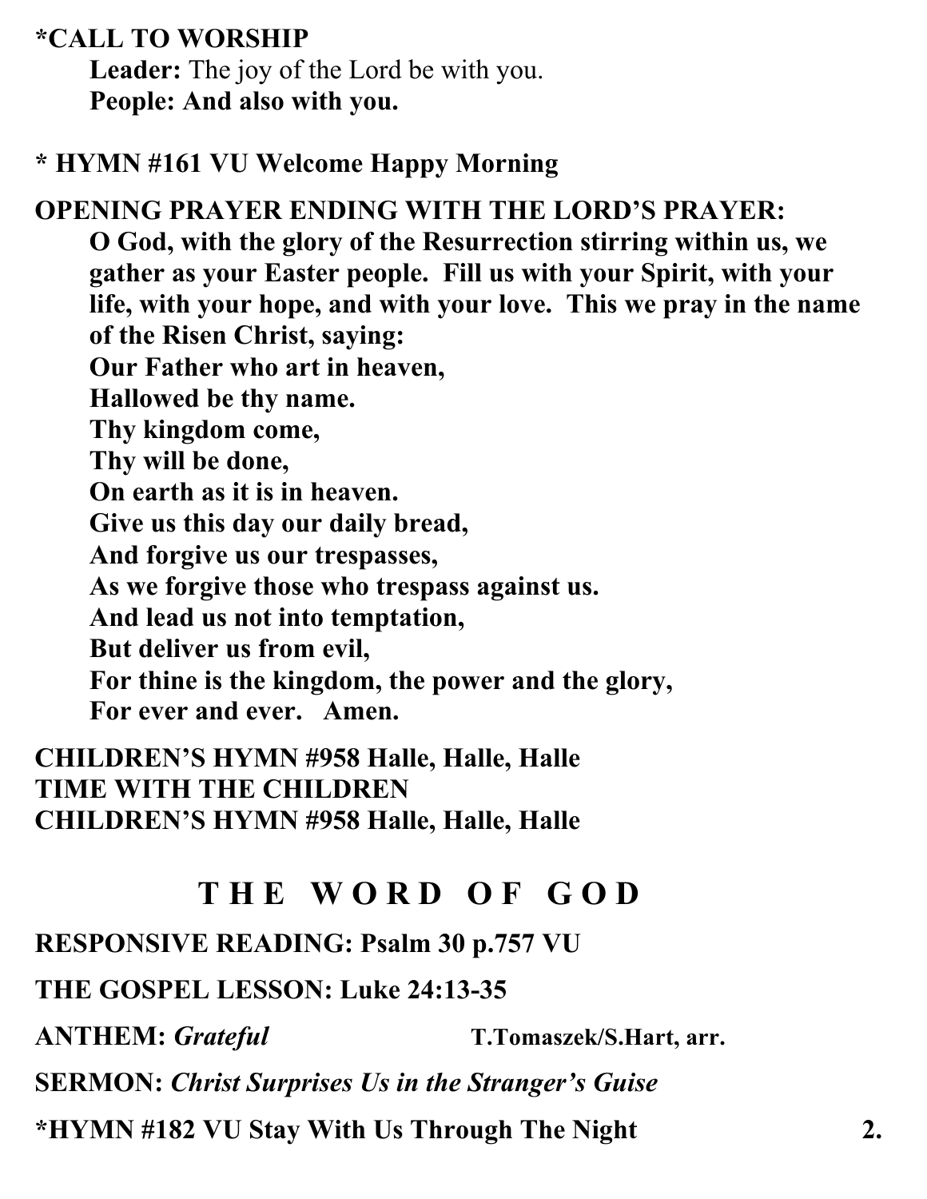**\*CALL TO WORSHIP**

**Leader:** The joy of the Lord be with you.
**People: And also with you.**

**\* HYMN #161 VU Welcome Happy Morning**

**OPENING PRAYER ENDING WITH THE LORD'S PRAYER:**

**O God, with the glory of the Resurrection stirring within us, we gather as your Easter people. Fill us with your Spirit, with your life, with your hope, and with your love. This we pray in the name of the Risen Christ, saying:**
**Our Father who art in heaven,**
**Hallowed be thy name.**
**Thy kingdom come,**
**Thy will be done,**
**On earth as it is in heaven.**
**Give us this day our daily bread,**
**And forgive us our trespasses,**
**As we forgive those who trespass against us.**
**And lead us not into temptation,**
**But deliver us from evil,**
**For thine is the kingdom, the power and the glory,**
**For ever and ever. Amen.**

**CHILDREN'S HYMN #958 Halle, Halle, Halle**
**TIME WITH THE CHILDREN**
**CHILDREN'S HYMN #958 Halle, Halle, Halle**

## THE WORD OF GOD

**RESPONSIVE READING: Psalm 30 p.757 VU**

**THE GOSPEL LESSON: Luke 24:13-35**

**ANTHEM:** ***Grateful*** **T.Tomaszek/S.Hart, arr.**

**SERMON:** ***Christ Surprises Us in the Stranger's Guise***

**\*HYMN #182 VU Stay With Us Through The Night**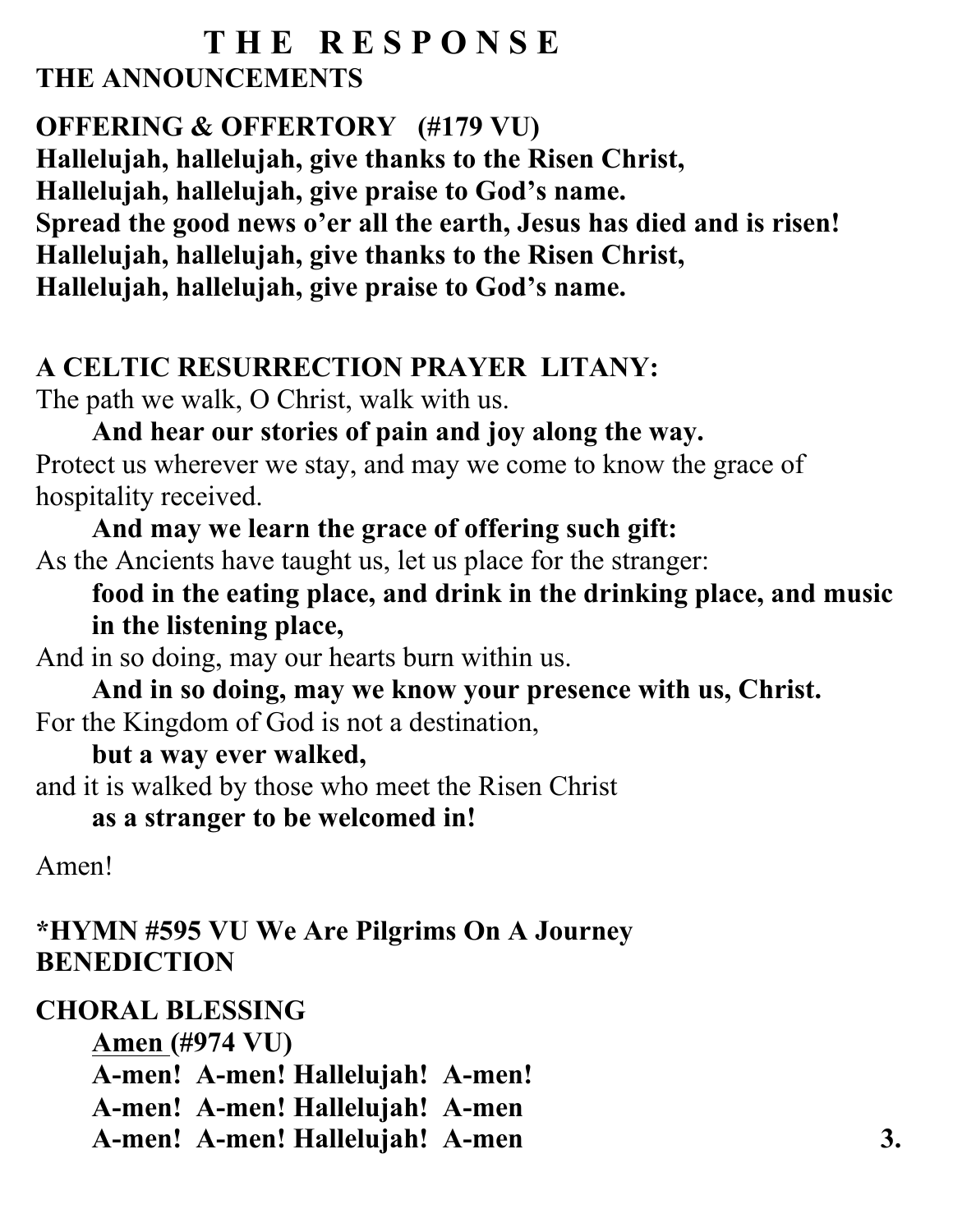# T H E R E S P O N S E

**THE ANNOUNCEMENTS**

**OFFERING & OFFERTORY (#179 VU)**

**Hallelujah, hallelujah, give thanks to the Risen Christ,**
**Hallelujah, hallelujah, give praise to God's name.**
**Spread the good news o'er all the earth, Jesus has died and is risen!**
**Hallelujah, hallelujah, give thanks to the Risen Christ,**
**Hallelujah, hallelujah, give praise to God's name.**

**A CELTIC RESURRECTION PRAYER LITANY:**

The path we walk, O Christ, walk with us.

> **And hear our stories of pain and joy along the way.**

Protect us wherever we stay, and may we come to know the grace of hospitality received.

> **And may we learn the grace of offering such gift:**

As the Ancients have taught us, let us place for the stranger:

> **food in the eating place, and drink in the drinking place, and music in the listening place,**

And in so doing, may our hearts burn within us.

> **And in so doing, may we know your presence with us, Christ.**

For the Kingdom of God is not a destination,

> **but a way ever walked,**

and it is walked by those who meet the Risen Christ

> **as a stranger to be welcomed in!**

Amen!

**\*HYMN #595 VU We Are Pilgrims On A Journey**
**BENEDICTION**

**CHORAL BLESSING**

> **<u>Amen</u> (#974 VU)**
> **A-men! A-men! Hallelujah! A-men!**
> **A-men! A-men! Hallelujah! A-men**
> **A-men! A-men! Hallelujah! A-men**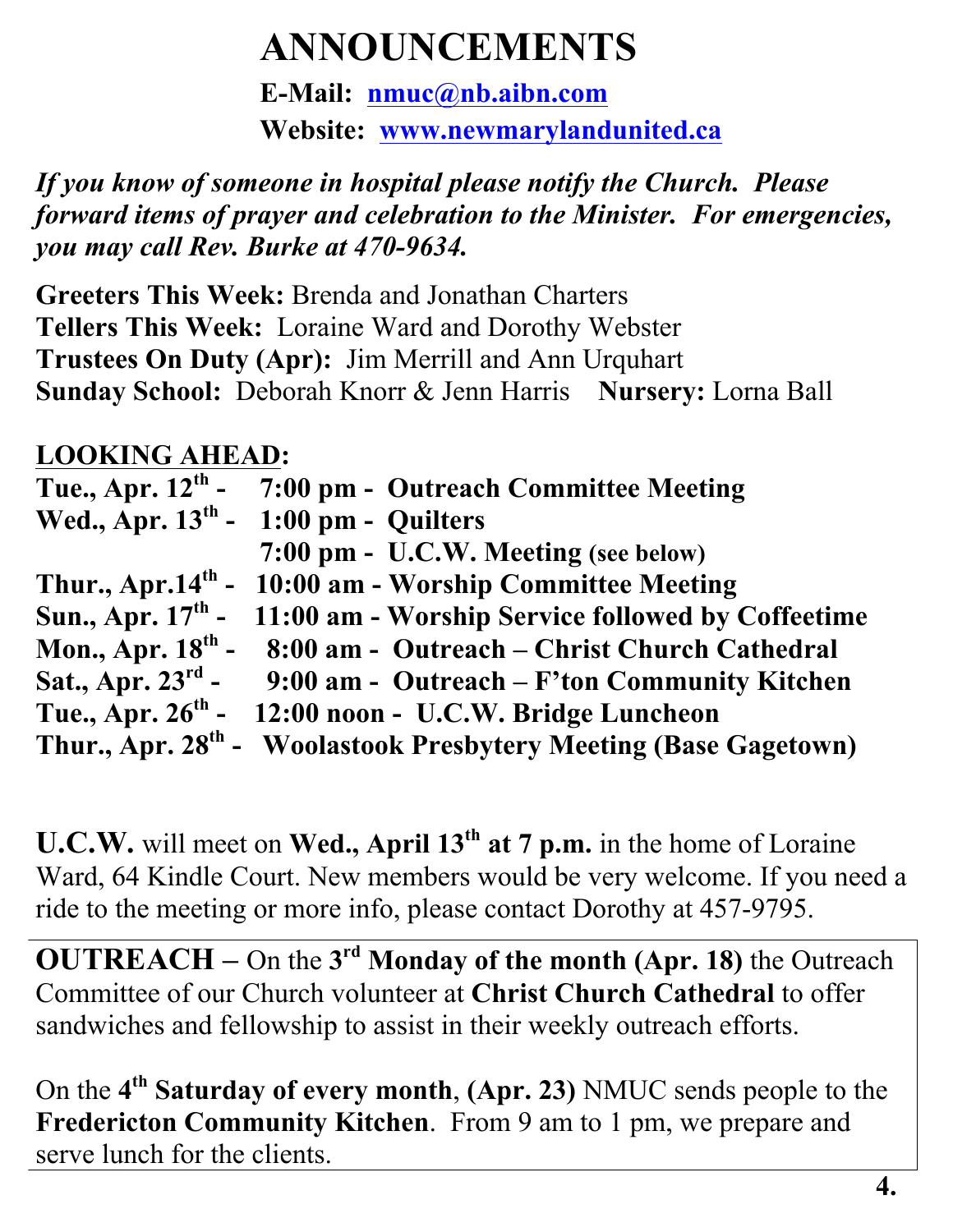# ANNOUNCEMENTS

**E-Mail: nmuc@nb.aibn.com**

**Website: www.newmarylandunited.ca**

***If you know of someone in hospital please notify the Church. Please forward items of prayer and celebration to the Minister. For emergencies, you may call Rev. Burke at 470-9634.***

**Greeters This Week:** Brenda and Jonathan Charters
**Tellers This Week:** Loraine Ward and Dorothy Webster
**Trustees On Duty (Apr):** Jim Merrill and Ann Urquhart
**Sunday School:** Deborah Knorr & Jenn Harris **Nursery:** Lorna Ball

**LOOKING AHEAD:**

**Tue., Apr. 12th - 7:00 pm - Outreach Committee Meeting**
**Wed., Apr. 13th - 1:00 pm - Quilters**
**7:00 pm - U.C.W. Meeting (see below)**
**Thur., Apr.14th - 10:00 am - Worship Committee Meeting**
**Sun., Apr. 17th - 11:00 am - Worship Service followed by Coffeetime**
**Mon., Apr. 18th - 8:00 am - Outreach – Christ Church Cathedral**
**Sat., Apr. 23rd - 9:00 am - Outreach – F'ton Community Kitchen**
**Tue., Apr. 26th - 12:00 noon - U.C.W. Bridge Luncheon**
**Thur., Apr. 28th - Woolastook Presbytery Meeting (Base Gagetown)**

**U.C.W.** will meet on **Wed., April 13th at 7 p.m.** in the home of Loraine Ward, 64 Kindle Court. New members would be very welcome. If you need a ride to the meeting or more info, please contact Dorothy at 457-9795.

**OUTREACH –** On the **3rd Monday of the month (Apr. 18)** the Outreach Committee of our Church volunteer at **Christ Church Cathedral** to offer sandwiches and fellowship to assist in their weekly outreach efforts.

On the **4th Saturday of every month**, **(Apr. 23)** NMUC sends people to the **Fredericton Community Kitchen**. From 9 am to 1 pm, we prepare and serve lunch for the clients.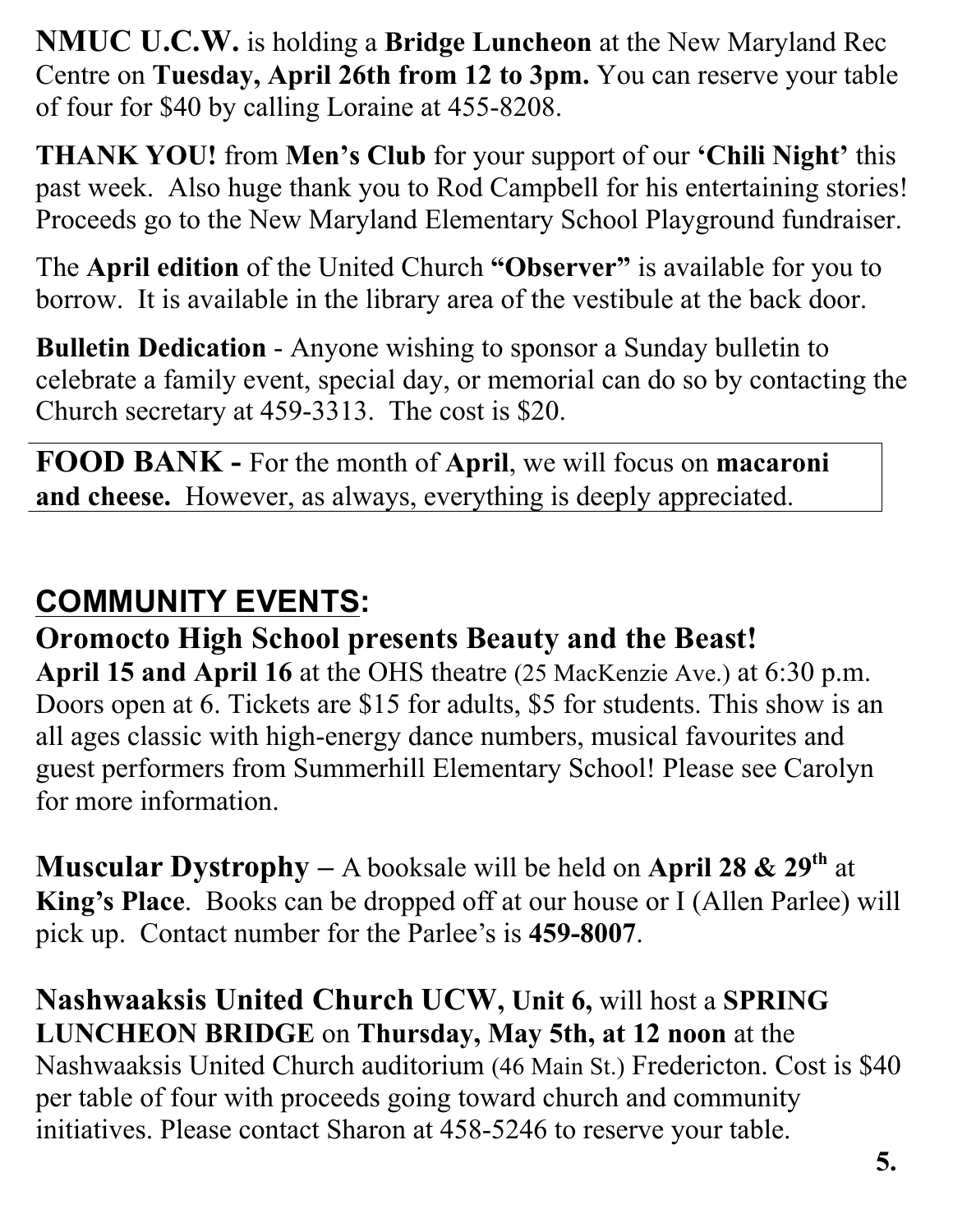**NMUC U.C.W.** is holding a **Bridge Luncheon** at the New Maryland Rec Centre on **Tuesday, April 26th from 12 to 3pm.** You can reserve your table of four for $40 by calling Loraine at 455-8208.

**THANK YOU!** from **Men's Club** for your support of our **'Chili Night'** this past week. Also huge thank you to Rod Campbell for his entertaining stories! Proceeds go to the New Maryland Elementary School Playground fundraiser.

The **April edition** of the United Church **"Observer"** is available for you to borrow. It is available in the library area of the vestibule at the back door.

**Bulletin Dedication** - Anyone wishing to sponsor a Sunday bulletin to celebrate a family event, special day, or memorial can do so by contacting the Church secretary at 459-3313. The cost is $20.

**FOOD BANK -** For the month of **April**, we will focus on **macaroni and cheese.** However, as always, everything is deeply appreciated.

## COMMUNITY EVENTS:

**Oromocto High School presents Beauty and the Beast!**

**April 15 and April 16** at the OHS theatre (25 MacKenzie Ave.) at 6:30 p.m. Doors open at 6. Tickets are $15 for adults, $5 for students. This show is an all ages classic with high-energy dance numbers, musical favourites and guest performers from Summerhill Elementary School! Please see Carolyn for more information.

**Muscular Dystrophy** – A booksale will be held on **April 28 & 29th** at **King's Place**. Books can be dropped off at our house or I (Allen Parlee) will pick up. Contact number for the Parlee's is **459-8007**.

**Nashwaaksis United Church UCW, Unit 6,** will host a **SPRING LUNCHEON BRIDGE** on **Thursday, May 5th, at 12 noon** at the Nashwaaksis United Church auditorium (46 Main St.) Fredericton. Cost is $40 per table of four with proceeds going toward church and community initiatives. Please contact Sharon at 458-5246 to reserve your table.